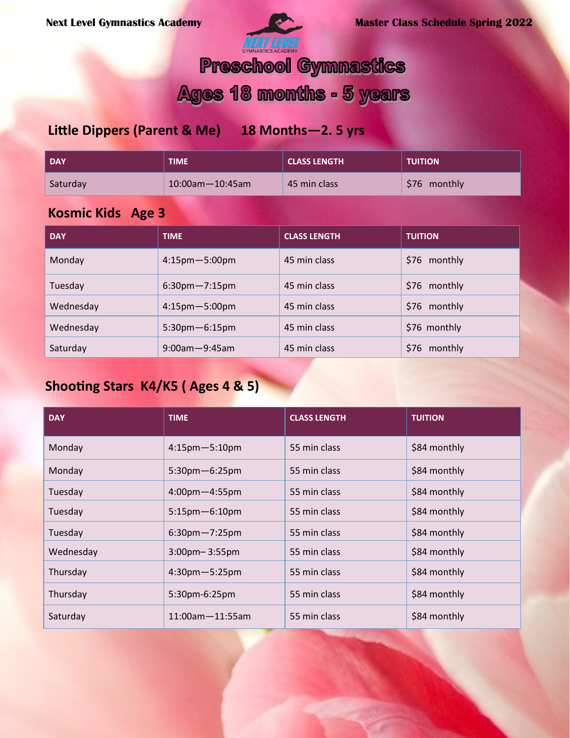Next Level Gymnastics Academy

Master Class Schedule Spring 2022

# Preschool Gymnastics

# Ages 18 months - 5 years

## Little Dippers (Parent & Me)    18 Months—2. 5 yrs

| DAY | TIME | CLASS LENGTH | TUITION |
|---|---|---|---|
| Saturday | 10:00am—10:45am | 45 min class | $76  monthly |

## Kosmic Kids   Age 3

| DAY | TIME | CLASS LENGTH | TUITION |
|---|---|---|---|
| Monday | 4:15pm—5:00pm | 45 min class | $76  monthly |
| Tuesday | 6:30pm—7:15pm | 45 min class | $76  monthly |
| Wednesday | 4:15pm—5:00pm | 45 min class | $76  monthly |
| Wednesday | 5:30pm—6:15pm | 45 min class | $76  monthly |
| Saturday | 9:00am—9:45am | 45 min class | $76  monthly |

## Shooting Stars  K4/K5 ( Ages 4 & 5)

| DAY | TIME | CLASS LENGTH | TUITION |
|---|---|---|---|
| Monday | 4:15pm—5:10pm | 55 min class | $84 monthly |
| Monday | 5:30pm—6:25pm | 55 min class | $84 monthly |
| Tuesday | 4:00pm—4:55pm | 55 min class | $84 monthly |
| Tuesday | 5:15pm—6:10pm | 55 min class | $84 monthly |
| Tuesday | 6:30pm—7:25pm | 55 min class | $84 monthly |
| Wednesday | 3:00pm– 3:55pm | 55 min class | $84 monthly |
| Thursday | 4:30pm—5:25pm | 55 min class | $84 monthly |
| Thursday | 5:30pm-6:25pm | 55 min class | $84 monthly |
| Saturday | 11:00am—11:55am | 55 min class | $84 monthly |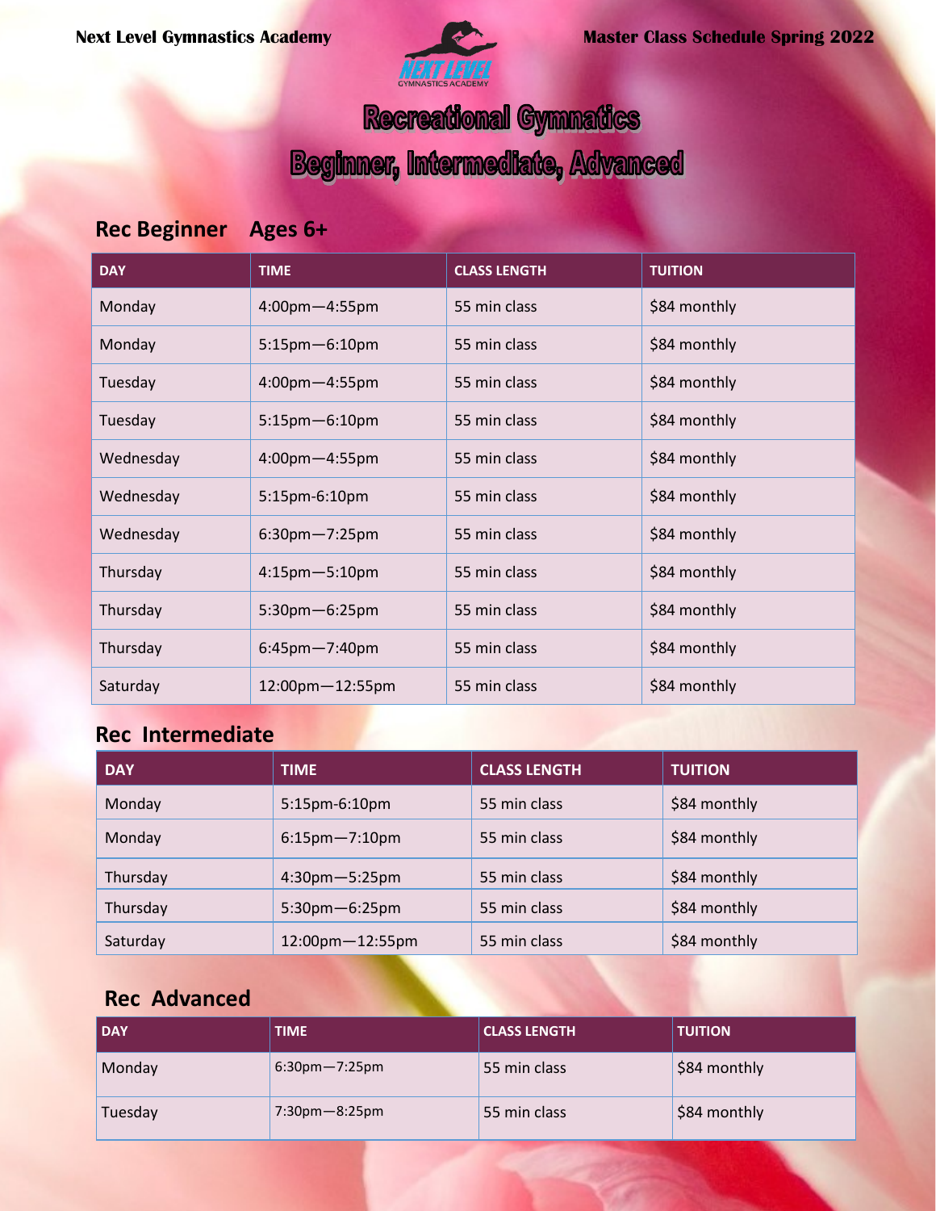# Recreational Gymnatics

## Beginner, Intermediate, Advanced

### Rec Beginner Ages 6+

| DAY | TIME | CLASS LENGTH | TUITION |
|---|---|---|---|
| Monday | 4:00pm—4:55pm | 55 min class | $84 monthly |
| Monday | 5:15pm—6:10pm | 55 min class | $84 monthly |
| Tuesday | 4:00pm—4:55pm | 55 min class | $84 monthly |
| Tuesday | 5:15pm—6:10pm | 55 min class | $84 monthly |
| Wednesday | 4:00pm—4:55pm | 55 min class | $84 monthly |
| Wednesday | 5:15pm-6:10pm | 55 min class | $84 monthly |
| Wednesday | 6:30pm—7:25pm | 55 min class | $84 monthly |
| Thursday | 4:15pm—5:10pm | 55 min class | $84 monthly |
| Thursday | 5:30pm—6:25pm | 55 min class | $84 monthly |
| Thursday | 6:45pm—7:40pm | 55 min class | $84 monthly |
| Saturday | 12:00pm—12:55pm | 55 min class | $84 monthly |

### Rec Intermediate

| DAY | TIME | CLASS LENGTH | TUITION |
|---|---|---|---|
| Monday | 5:15pm-6:10pm | 55 min class | $84 monthly |
| Monday | 6:15pm—7:10pm | 55 min class | $84 monthly |
| Thursday | 4:30pm—5:25pm | 55 min class | $84 monthly |
| Thursday | 5:30pm—6:25pm | 55 min class | $84 monthly |
| Saturday | 12:00pm—12:55pm | 55 min class | $84 monthly |

### Rec Advanced

| DAY | TIME | CLASS LENGTH | TUITION |
|---|---|---|---|
| Monday | 6:30pm—7:25pm | 55 min class | $84 monthly |
| Tuesday | 7:30pm—8:25pm | 55 min class | $84 monthly |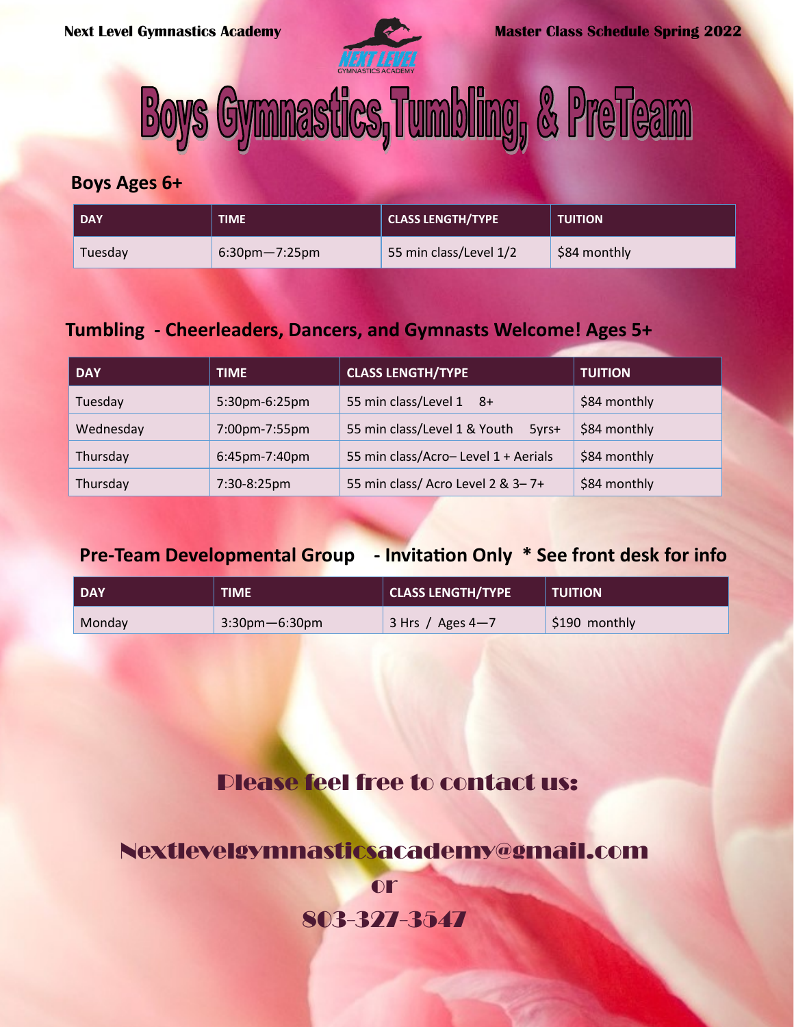Next Level Gymnastics Academy

Master Class Schedule Spring 2022

# Boys Gymnastics, Tumbling, & PreTeam

## Boys Ages 6+

| DAY | TIME | CLASS LENGTH/TYPE | TUITION |
|---|---|---|---|
| Tuesday | 6:30pm—7:25pm | 55 min class/Level 1/2 | $84 monthly |

## Tumbling - Cheerleaders, Dancers, and Gymnasts Welcome! Ages 5+

| DAY | TIME | CLASS LENGTH/TYPE | TUITION |
|---|---|---|---|
| Tuesday | 5:30pm-6:25pm | 55 min class/Level 1 8+ | $84 monthly |
| Wednesday | 7:00pm-7:55pm | 55 min class/Level 1 & Youth 5yrs+ | $84 monthly |
| Thursday | 6:45pm-7:40pm | 55 min class/Acro– Level 1 + Aerials | $84 monthly |
| Thursday | 7:30-8:25pm | 55 min class/ Acro Level 2 & 3– 7+ | $84 monthly |

## Pre-Team Developmental Group - Invitation Only * See front desk for info

| DAY | TIME | CLASS LENGTH/TYPE | TUITION |
|---|---|---|---|
| Monday | 3:30pm—6:30pm | 3 Hrs / Ages 4—7 | $190 monthly |

## Please feel free to contact us:

Nextlevelgymnasticsacademy@gmail.com

or

803-327-3547